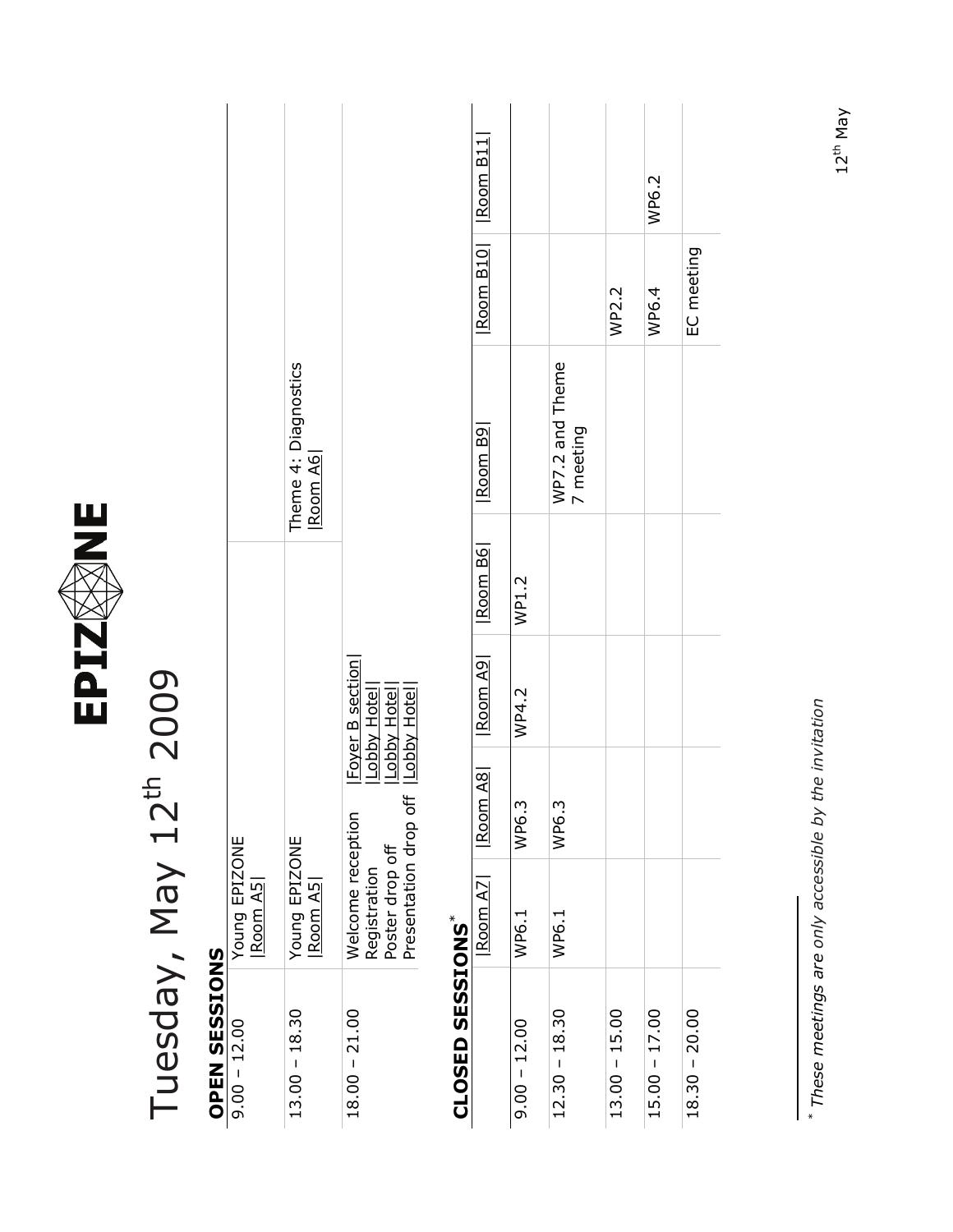EPIZONE

# Tuesday, May 12th 2009

## OPEN SESSIONS

| | | |
|---|---|---|
| 9.00 – 12.00 | Young EPIZONE \|Room A5\| | |
| 13.00 – 18.30 | Young EPIZONE \|Room A5\| | Theme 4: Diagnostics \|Room A6\| |
| 18.00 – 21.00 | Welcome reception \|Foyer B section\|<br>Registration \|Lobby Hotel\|<br>Poster drop off \|Lobby Hotel\|<br>Presentation drop off \|Lobby Hotel\| | |

## CLOSED SESSIONS*

| | \|Room A7\| | \|Room A8\| | \|Room A9\| | \|Room B6\| | \|Room B9\| | \|Room B10\| | \|Room B11\| |
|---|---|---|---|---|---|---|---|
| 9.00 – 12.00 | WP6.1 | WP6.3 | WP4.2 | WP1.2 | | | |
| 12.30 – 18.30 | WP6.1 | WP6.3 | | | WP7.2 and Theme 7 meeting | | |
| 13.00 – 15.00 | | | | | | WP2.2 | |
| 15.00 – 17.00 | | | | | | WP6.4 | WP6.2 |
| 18.30 – 20.00 | | | | | | EC meeting | |

\* *These meetings are only accessible by the invitation*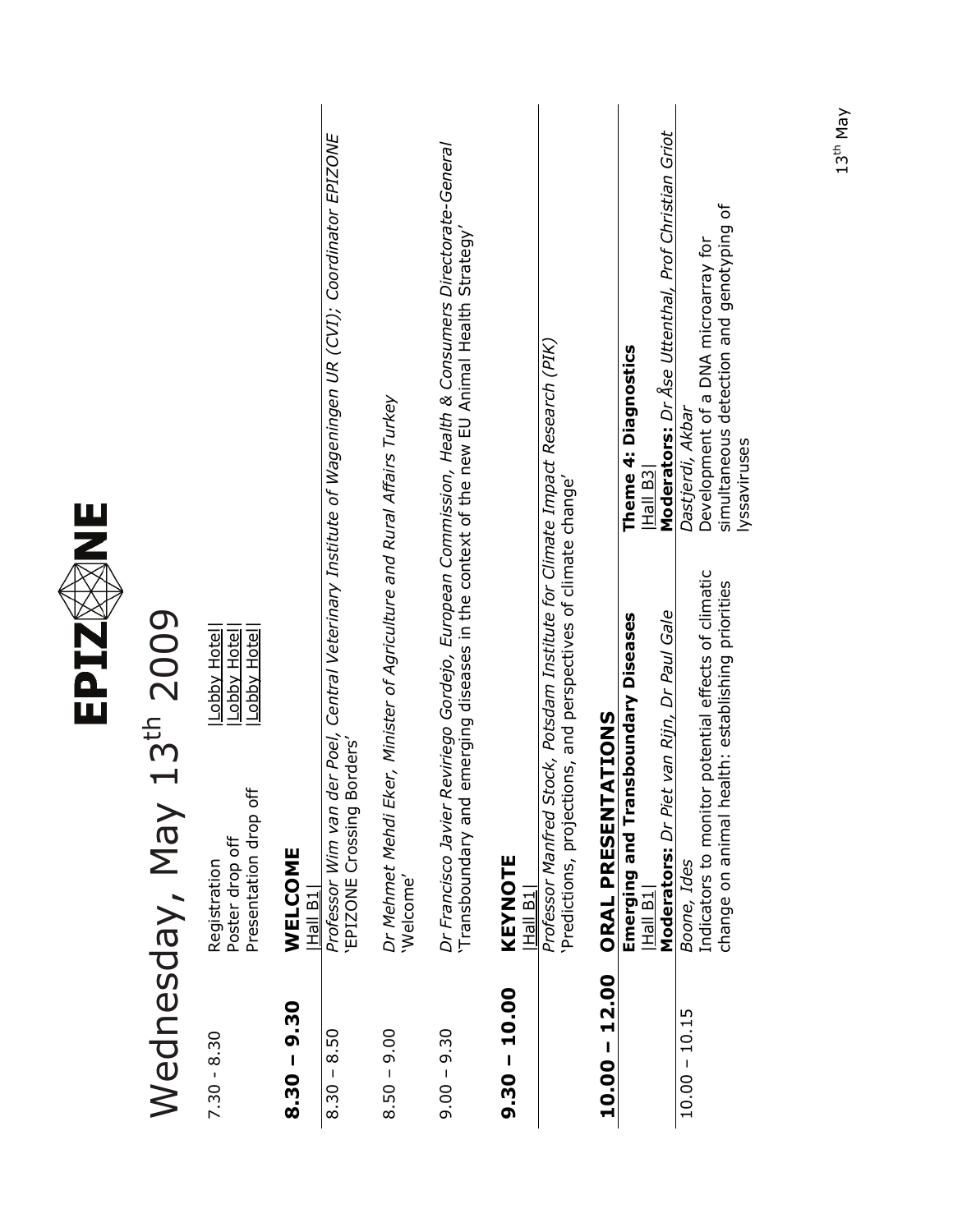# EPIZONE

# Wednesday, May 13th 2009

| | | |
|---|---|---|
| 7.30 - 8.30 | Registration | \|Lobby Hotel\| |
| | Poster drop off | \|Lobby Hotel\| |
| | Presentation drop off | \|Lobby Hotel\| |

## 8.30 – 9.30 WELCOME

|Hall B1|

| | |
|---|---|
| 8.30 – 8.50 | *Professor Wim van der Poel, Central Veterinary Institute of Wageningen UR (CVI); Coordinator EPIZONE*<br>'EPIZONE Crossing Borders' |
| 8.50 – 9.00 | *Dr Mehmet Mehdi Eker, Minister of Agriculture and Rural Affairs Turkey*<br>'Welcome' |
| 9.00 – 9.30 | *Dr Francisco Javier Reviriego Gordejo, European Commission, Health & Consumers Directorate-General*<br>'Transboundary and emerging diseases in the context of the new EU Animal Health Strategy' |

## 9.30 – 10.00 KEYNOTE

|Hall B1|

*Professor Manfred Stock, Potsdam Institute for Climate Impact Research (PIK)*
'Predictions, projections, and perspectives of climate change'

## 10.00 – 12.00 ORAL PRESENTATIONS

| | **Emerging and Transboundary Diseases**<br>\|Hall B1\|<br>**Moderators:** *Dr Piet van Rijn, Dr Paul Gale* | **Theme 4: Diagnostics**<br>\|Hall B3\|<br>**Moderators:** *Dr Åse Uttenthal, Prof Christian Griot* |
|---|---|---|
| 10.00 – 10.15 | *Boone, Ides*<br>Indicators to monitor potential effects of climatic change on animal health: establishing priorities | *Dastjerdi, Akbar*<br>Development of a DNA microarray for simultaneous detection and genotyping of lyssaviruses |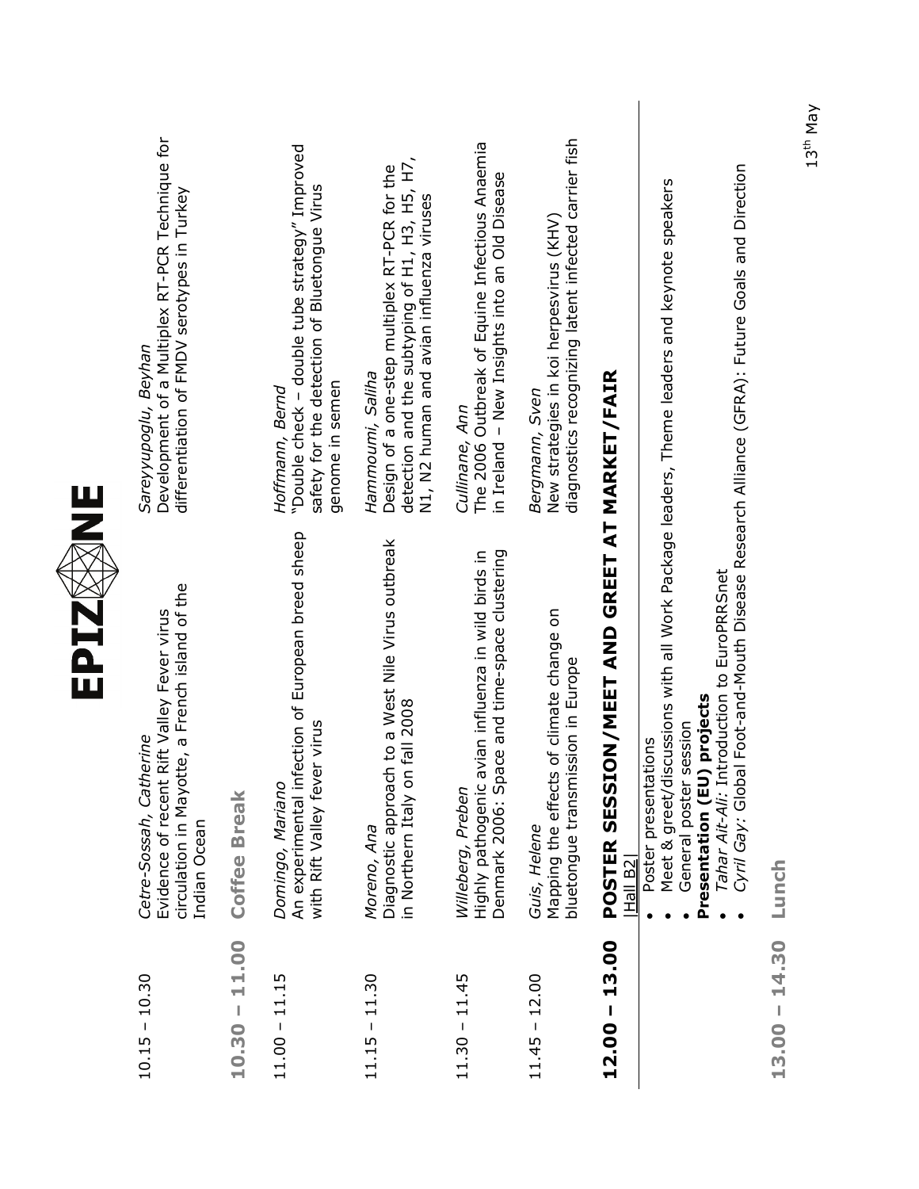| | | |
|---|---|---|
| 10.15 – 10.30 | *Cetre-Sossah, Catherine*<br>Evidence of recent Rift Valley Fever virus circulation in Mayotte, a French island of the Indian Ocean | *Sareyyupoglu, Beyhan*<br>Development of a Multiplex RT-PCR Technique for differentiation of FMDV serotypes in Turkey |
| **10.30 – 11.00** | **Coffee Break** | |
| 11.00 – 11.15 | *Domingo, Mariano*<br>An experimental infection of European breed sheep with Rift Valley fever virus | *Hoffmann, Bernd*<br>"Double check – double tube strategy" Improved safety for the detection of Bluetongue Virus genome in semen |
| 11.15 – 11.30 | *Moreno, Ana*<br>Diagnostic approach to a West Nile Virus outbreak in Northern Italy on fall 2008 | *Hammoumi, Saliha*<br>Design of a one-step multiplex RT-PCR for the detection and the subtyping of H1, H3, H5, H7, N1, N2 human and avian influenza viruses |
| 11.30 – 11.45 | *Willeberg, Preben*<br>Highly pathogenic avian influenza in wild birds in Denmark 2006: Space and time-space clustering | *Cullinane, Ann*<br>The 2006 Outbreak of Equine Infectious Anaemia in Ireland – New Insights into an Old Disease |
| 11.45 – 12.00 | *Guis, Helene*<br>Mapping the effects of climate change on bluetongue transmission in Europe | *Bergmann, Sven*<br>New strategies in koi herpesvirus (KHV) diagnostics recognizing latent infected carrier fish |

## 12.00 – 13.00 POSTER SESSION/MEET AND GREET AT MARKET/FAIR

|Hall B2|

- Poster presentations
- Meet & greet/discussions with all Work Package leaders, Theme leaders and keynote speakers
- General poster session

**Presentation (EU) projects**

- *Tahar Ait-Ali:* Introduction to EuroPRRSnet
- *Cyril Gay:* Global Foot-and-Mouth Disease Research Alliance (GFRA): Future Goals and Direction

## 13.00 – 14.30 Lunch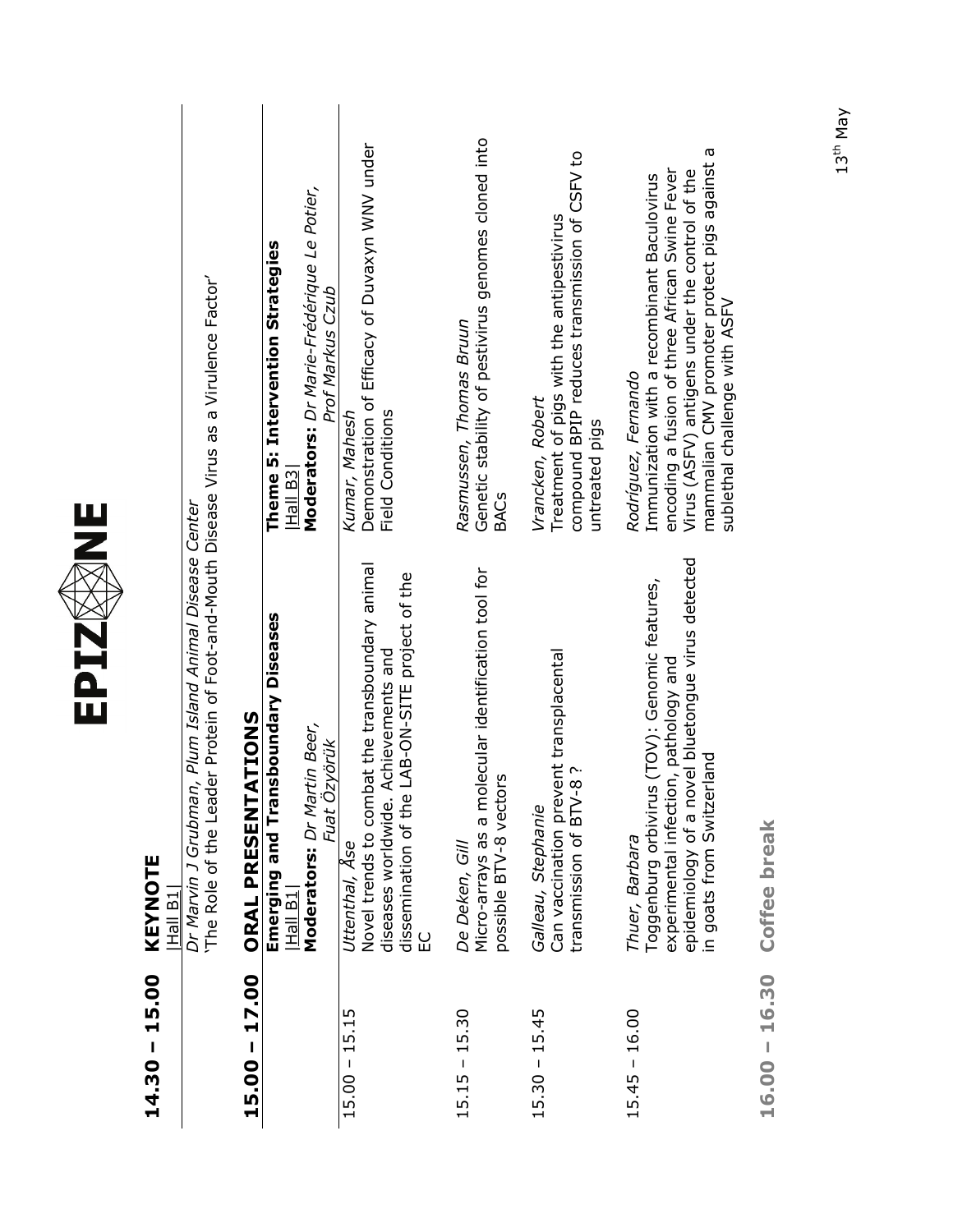# EPIZONE

## 14.30 – 15.00 KEYNOTE

|Hall B1|

*Dr Marvin J Grubman, Plum Island Animal Disease Center*

'The Role of the Leader Protein of Foot-and-Mouth Disease Virus as a Virulence Factor'

## 15.00 – 17.00 ORAL PRESENTATIONS

| | **Emerging and Transboundary Diseases** <br> \|Hall B1\| <br> **Moderators:** *Dr Martin Beer, Fuat Özyörük* | **Theme 5: Intervention Strategies** <br> \|Hall B3\| <br> **Moderators:** *Dr Marie-Frédérique Le Potier, Prof Markus Czub* |
|---|---|---|
| 15.00 – 15.15 | *Uttenthal, Åse* <br> Novel trends to combat the transboundary animal diseases worldwide. Achievements and dissemination of the LAB-ON-SITE project of the EC | *Kumar, Mahesh* <br> Demonstration of Efficacy of Duvaxyn WNV under Field Conditions |
| 15.15 – 15.30 | *De Deken, Gill* <br> Micro-arrays as a molecular identification tool for possible BTV-8 vectors | *Rasmussen, Thomas Bruun* <br> Genetic stability of pestivirus genomes cloned into BACs |
| 15.30 – 15.45 | *Galleau, Stephanie* <br> Can vaccination prevent transplacental transmission of BTV-8 ? | *Vrancken, Robert* <br> Treatment of pigs with the antipestivirus compound BPIP reduces transmission of CSFV to untreated pigs |
| 15.45 – 16.00 | *Thuer, Barbara* <br> Toggenburg orbivirus (TOV): Genomic features, experimental infection, pathology and epidemiology of a novel bluetongue virus detected in goats from Switzerland | *Rodríguez, Fernando* <br> Immunization with a recombinant Baculovirus encoding a fusion of three African Swine Fever Virus (ASFV) antigens under the control of the mammalian CMV promoter protect pigs against a sublethal challenge with ASFV |

## 16.00 – 16.30 Coffee break

13th May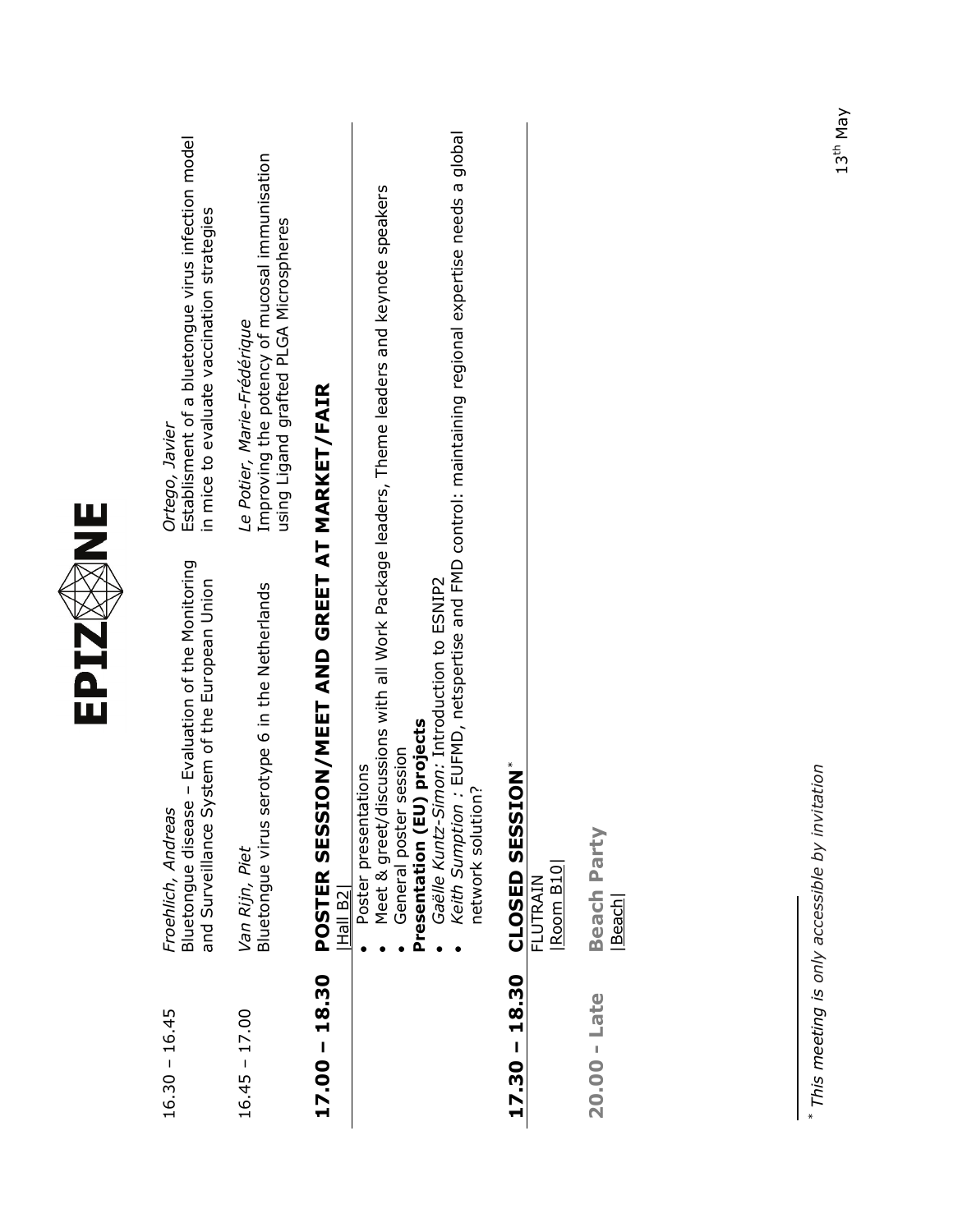16.30 – 16.45 *Froehlich, Andreas*
Bluetongue disease – Evaluation of the Monitoring and Surveillance System of the European Union

*Ortego, Javier*
Establisment of a bluetongue virus infection model in mice to evaluate vaccination strategies

16.45 – 17.00 *Van Rijn, Piet*
Bluetongue virus serotype 6 in the Netherlands

*Le Potier, Marie-Frédérique*
Improving the potency of mucosal immunisation using Ligand grafted PLGA Microspheres

## 17.00 – 18.30 POSTER SESSION/MEET AND GREET AT MARKET/FAIR

|Hall B2|

- Poster presentations
- Meet & greet/discussions with all Work Package leaders, Theme leaders and keynote speakers
- General poster session

**Presentation (EU) projects**

- *Gaëlle Kuntz-Simon:* Introduction to ESNIP2
- *Keith Sumption :* EUFMD, netspertise and FMD control: maintaining regional expertise needs a global network solution?

## 17.30 – 18.30 CLOSED SESSION*

FLUTRAIN
|Room B10|

## 20.00 - Late Beach Party

|Beach|

* *This meeting is only accessible by invitation*

13th May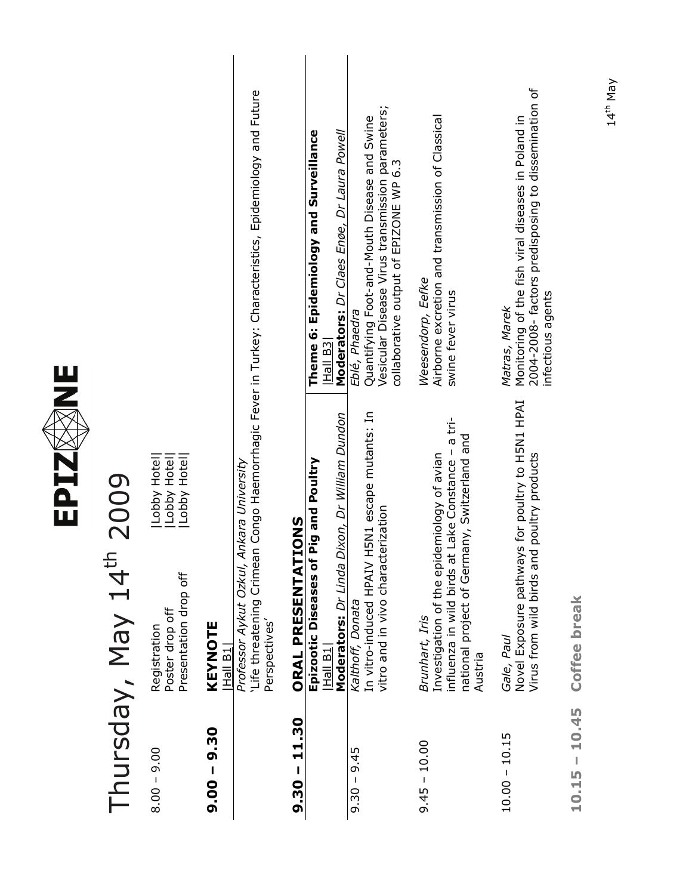# Thursday, May 14th 2009

**EPIZONE**

| | | |
|---|---|---|
| 8.00 – 9.00 | Registration | \|Lobby Hotel\| |
| | Poster drop off | \|Lobby Hotel\| |
| | Presentation drop off | \|Lobby Hotel\| |

## 9.00 – 9.30 KEYNOTE

|Hall B1|

*Professor Aykut Ozkul, Ankara University*

'Life threatening Crimean Congo Haemorrhagic Fever in Turkey: Characteristics, Epidemiology and Future Perspectives'

## 9.30 – 11.30 ORAL PRESENTATIONS

| | **Epizootic Diseases of Pig and Poultry** \|Hall B1\| **Moderators:** *Dr Linda Dixon, Dr William Dundon* | **Theme 6: Epidemiology and Surveillance** \|Hall B3\| **Moderators:** *Dr Claes Enøe, Dr Laura Powell* |
|---|---|---|
| 9.30 – 9.45 | *Kalthoff, Donata* In vitro-induced HPAIV H5N1 escape mutants: In vitro and in vivo characterization | *Eblé, Phaedra* Quantifying Foot-and-Mouth Disease and Swine Vesicular Disease Virus transmission parameters; collaborative output of EPIZONE WP 6.3 |
| 9.45 – 10.00 | *Brunhart, Iris* Investigation of the epidemiology of avian influenza in wild birds at Lake Constance – a tri-national project of Germany, Switzerland and Austria | *Weesendorp, Eefke* Airborne excretion and transmission of Classical swine fever virus |
| 10.00 – 10.15 | *Gale, Paul* Novel Exposure pathways for poultry to H5N1 HPAI Virus from wild birds and poultry products | *Matras, Marek* Monitoring of the fish viral diseases in Poland in 2004-2008- factors predisposing to dissemination of infectious agents |

**10.15 – 10.45 Coffee break**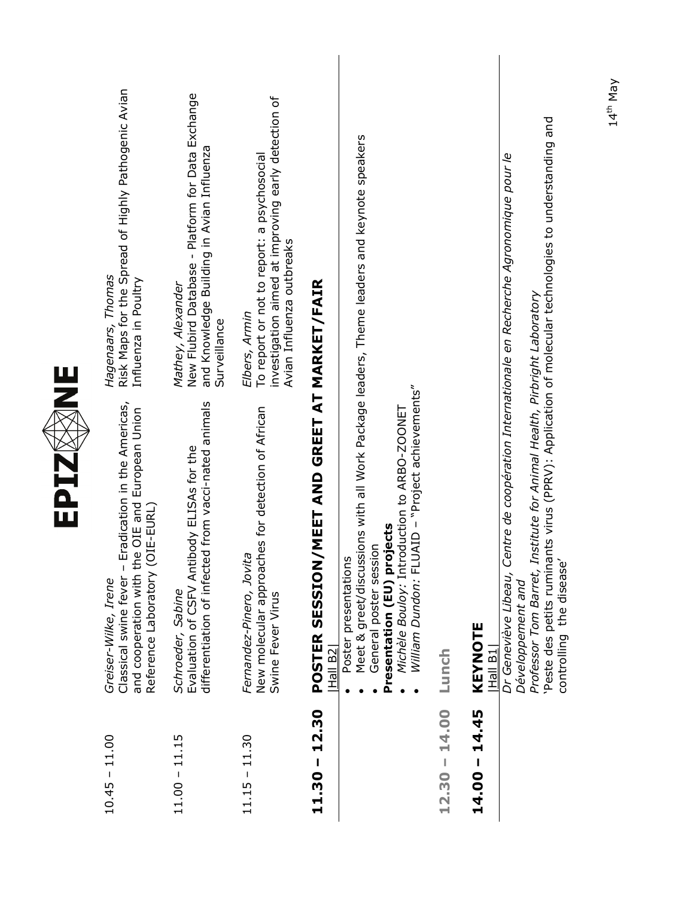EPIZONE

| | | |
|---|---|---|
| 10.45 – 11.00 | *Greiser-Wilke, Irene*<br>Classical swine fever – Eradication in the Americas, and cooperation with the OIE and European Union Reference Laboratory (OIE-EURL) | *Hagenaars, Thomas*<br>Risk Maps for the Spread of Highly Pathogenic Avian Influenza in Poultry |
| 11.00 – 11.15 | *Schroeder, Sabine*<br>Evaluation of CSFV Antibody ELISAs for the differentiation of infected from vacci-nated animals | *Mathey, Alexander*<br>New Flubird Database - Platform for Data Exchange and Knowledge Building in Avian Influenza Surveillance |
| 11.15 – 11.30 | *Fernandez-Pinero, Jovita*<br>New molecular approaches for detection of African Swine Fever Virus | *Elbers, Armin*<br>To report or not to report: a psychosocial investigation aimed at improving early detection of Avian Influenza outbreaks |

## 11.30 – 12.30 POSTER SESSION/MEET AND GREET AT MARKET/FAIR

|Hall B2|

- Poster presentations
- Meet & greet/discussions with all Work Package leaders, Theme leaders and keynote speakers
- General poster session

**Presentation (EU) projects**

- *Michèle Bouloy*: Introduction to ARBO-ZOONET
- *William Dundon*: FLUAID – "Project achievements"

## 12.30 – 14.00 Lunch

## 14.00 – 14.45 KEYNOTE

|Hall B1|

*Dr Geneviève Libeau, Centre de coopération Internationale en Recherche Agronomique pour le Développement and*
*Professor Tom Barret, Institute for Animal Health, Pirbright Laboratory*
'Peste des petits ruminants virus (PPRV): Application of molecular technologies to understanding and controlling the disease'

14th May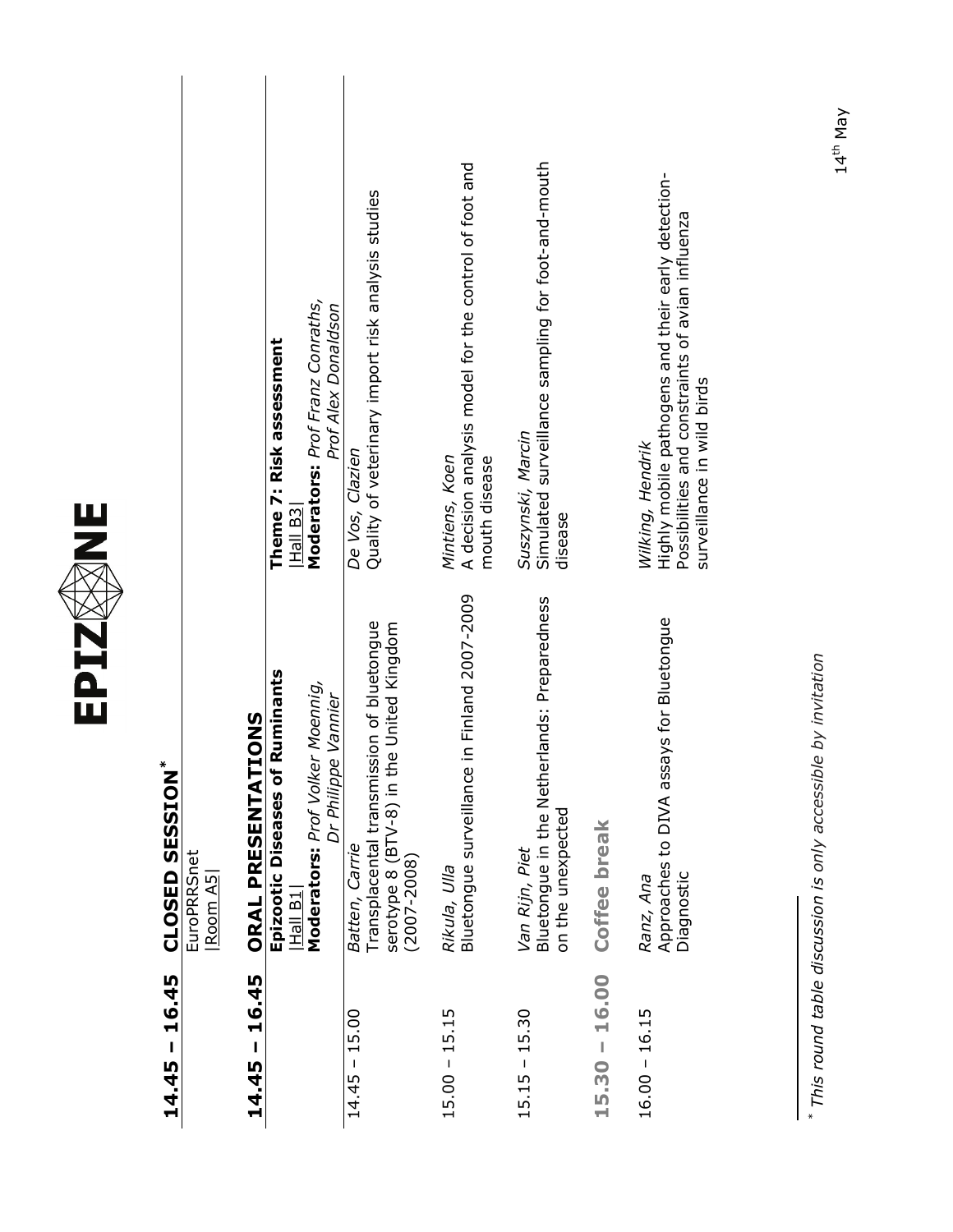**EPIZONE**

## 14.45 – 16.45 CLOSED SESSION*

EuroPRRSnet
|Room A5|

## 14.45 – 16.45 ORAL PRESENTATIONS

| | **Epizootic Diseases of Ruminants**<br>\|Hall B1\|<br>**Moderators:** *Prof Volker Moennig, Dr Philippe Vannier* | **Theme 7: Risk assessment**<br>\|Hall B3\|<br>**Moderators:** *Prof Franz Conraths, Prof Alex Donaldson* |
|---|---|---|
| 14.45 – 15.00 | *Batten, Carrie*<br>Transplacental transmission of bluetongue serotype 8 (BTV-8) in the United Kingdom (2007-2008) | *De Vos, Clazien*<br>Quality of veterinary import risk analysis studies |
| 15.00 – 15.15 | *Rikula, Ulla*<br>Bluetongue surveillance in Finland 2007-2009 | *Mintiens, Koen*<br>A decision analysis model for the control of foot and mouth disease |
| 15.15 – 15.30 | *Van Rijn, Piet*<br>Bluetongue in the Netherlands: Preparedness on the unexpected | *Suszynski, Marcin*<br>Simulated surveillance sampling for foot-and-mouth disease |
| **15.30 – 16.00** | **Coffee break** | |
| 16.00 – 16.15 | *Ranz, Ana*<br>Approaches to DIVA assays for Bluetongue Diagnostic | *Wilking, Hendrik*<br>Highly mobile pathogens and their early detection-Possibilities and constraints of avian influenza surveillance in wild birds |

\* *This round table discussion is only accessible by invitation*

14th May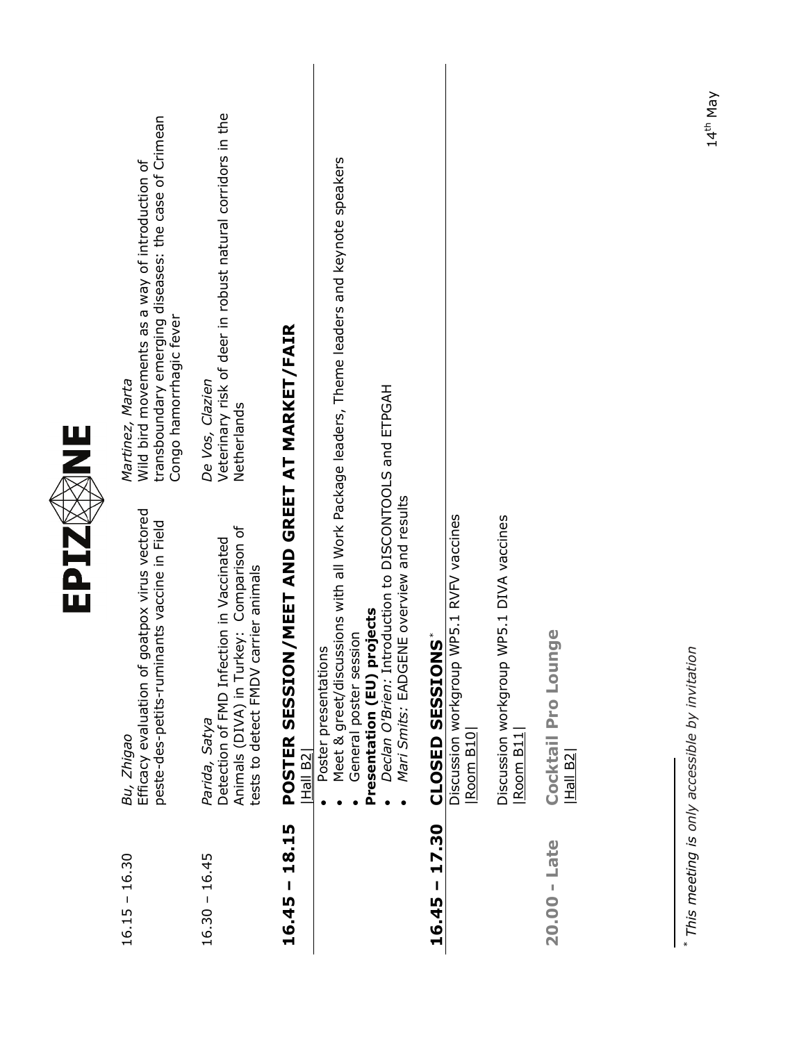# EPIZONE

| | | |
|---|---|---|
| 16.15 – 16.30 | *Bu, Zhigao*<br>Efficacy evaluation of goatpox virus vectored peste-des-petits-ruminants vaccine in Field | *Martinez, Marta*<br>Wild bird movements as a way of introduction of transboundary emerging diseases: the case of Crimean Congo hamorrhagic fever |
| 16.30 – 16.45 | *Parida, Satya*<br>Detection of FMD Infection in Vaccinated Animals (DIVA) in Turkey: Comparison of tests to detect FMDV carrier animals | *De Vos, Clazien*<br>Veterinary risk of deer in robust natural corridors in the Netherlands |

## 16.45 – 18.15 POSTER SESSION/MEET AND GREET AT MARKET/FAIR

|Hall B2|

- Poster presentations
- Meet & greet/discussions with all Work Package leaders, Theme leaders and keynote speakers
- General poster session

**Presentation (EU) projects**

- *Declan O'Brien:* Introduction to DISCONTOOLS and ETPGAH
- *Mari Smits:* EADGENE overview and results

## 16.45 – 17.30 CLOSED SESSIONS*

Discussion workgroup WP5.1 RVFV vaccines
|Room B10|

Discussion workgroup WP5.1 DIVA vaccines
|Room B11|

## 20.00 - Late Cocktail Pro Lounge

|Hall B2|

\* *This meeting is only accessible by invitation*

14th May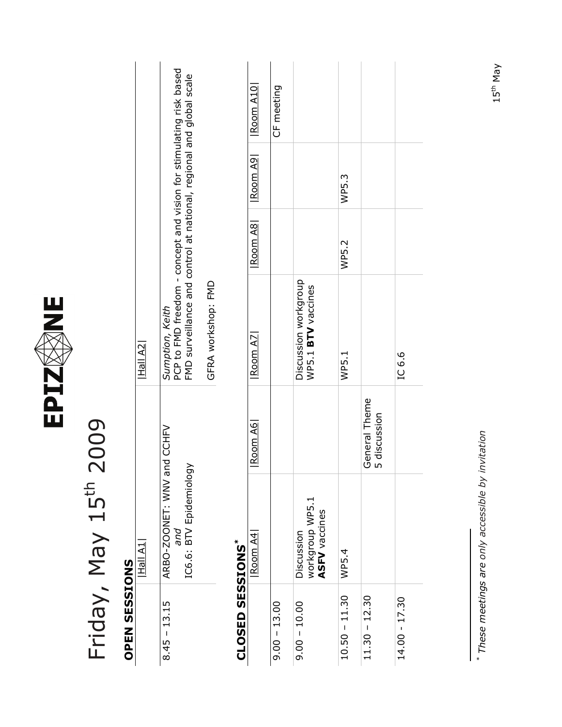EPIZONE

# Friday, May 15th 2009

## OPEN SESSIONS

| | Hall A1 | Hall A2 |
|---|---|---|
| 8.45 – 13.15 | ARBO-ZOONET: WNV and CCHFV *and* IC6.6: BTV Epidemiology | *Sumption, Keith* PCP to FMD freedom - concept and vision for stimulating risk based FMD surveillance and control at national, regional and global scale<br><br>GFRA workshop: FMD |

## CLOSED SESSIONS*

| | Room A4 | Room A6 | Room A7 | Room A8 | Room A9 | Room A10 |
|---|---|---|---|---|---|---|
| 9.00 – 13.00 | | | | | | CF meeting |
| 9.00 – 10.00 | Discussion workgroup WP5.1 **ASFV** vaccines | | Discussion workgroup WP5.1 **BTV** vaccines | | | |
| 10.50 – 11.30 | WP5.4 | | WP5.1 | WP5.2 | WP5.3 | |
| 11.30 – 12.30 | | General Theme 5 discussion | | | | |
| 14.00 - 17.30 | | | IC 6.6 | | | |

* *These meetings are only accessible by invitation*